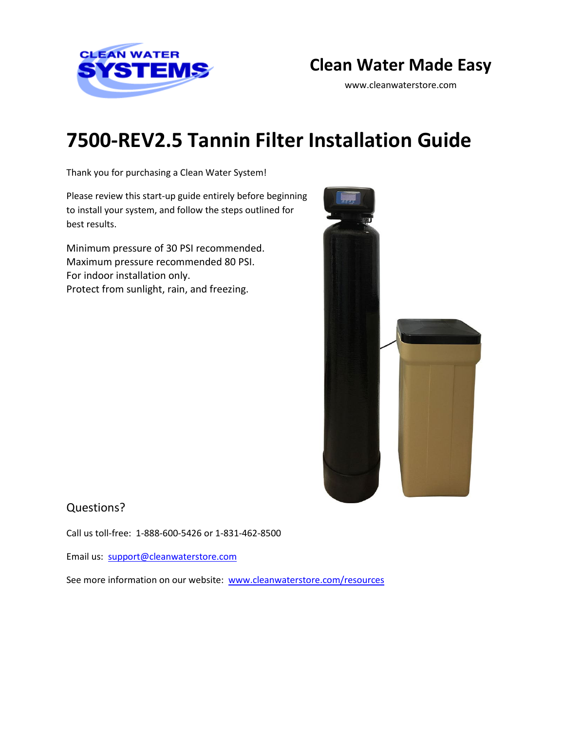CLEAN WATER SYSTEMS

## Clean Water Made Easy

www.cleanwaterstore.com

# 7500-REV2.5 Tannin Filter Installation Guide

Thank you for purchasing a Clean Water System!

Please review this start-up guide entirely before beginning to install your system, and follow the steps outlined for best results.

Minimum pressure of 30 PSI recommended.
Maximum pressure recommended 80 PSI.
For indoor installation only.
Protect from sunlight, rain, and freezing.

## Questions?

Call us toll-free: 1-888-600-5426 or 1-831-462-8500

Email us: [support@cleanwaterstore.com](mailto:support@cleanwaterstore.com)

See more information on our website: [www.cleanwaterstore.com/resources](http://www.cleanwaterstore.com/resources)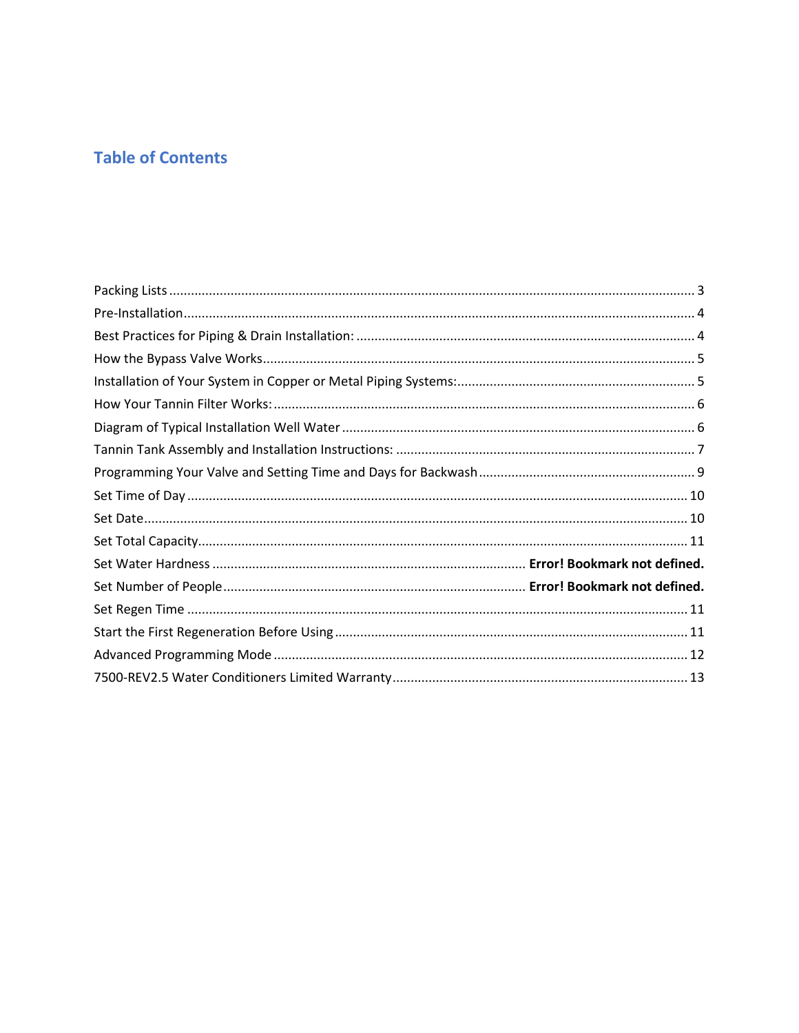## Table of Contents

Packing Lists ........................................................................................................................................ 3
Pre-Installation ...................................................................................................................................... 4
Best Practices for Piping & Drain Installation: ....................................................................................... 4
How the Bypass Valve Works ................................................................................................................. 5
Installation of Your System in Copper or Metal Piping Systems: ........................................................... 5
How Your Tannin Filter Works: .............................................................................................................. 6
Diagram of Typical Installation Well Water ........................................................................................... 6
Tannin Tank Assembly and Installation Instructions: ............................................................................ 7
Programming Your Valve and Setting Time and Days for Backwash ..................................................... 9
Set Time of Day ..................................................................................................................................... 10
Set Date ................................................................................................................................................. 10
Set Total Capacity .................................................................................................................................. 11
Set Water Hardness ............................................................................... **Error! Bookmark not defined.**
Set Number of People ............................................................................ **Error! Bookmark not defined.**
Set Regen Time ..................................................................................................................................... 11
Start the First Regeneration Before Using ............................................................................................ 11
Advanced Programming Mode ............................................................................................................. 12
7500-REV2.5 Water Conditioners Limited Warranty ............................................................................ 13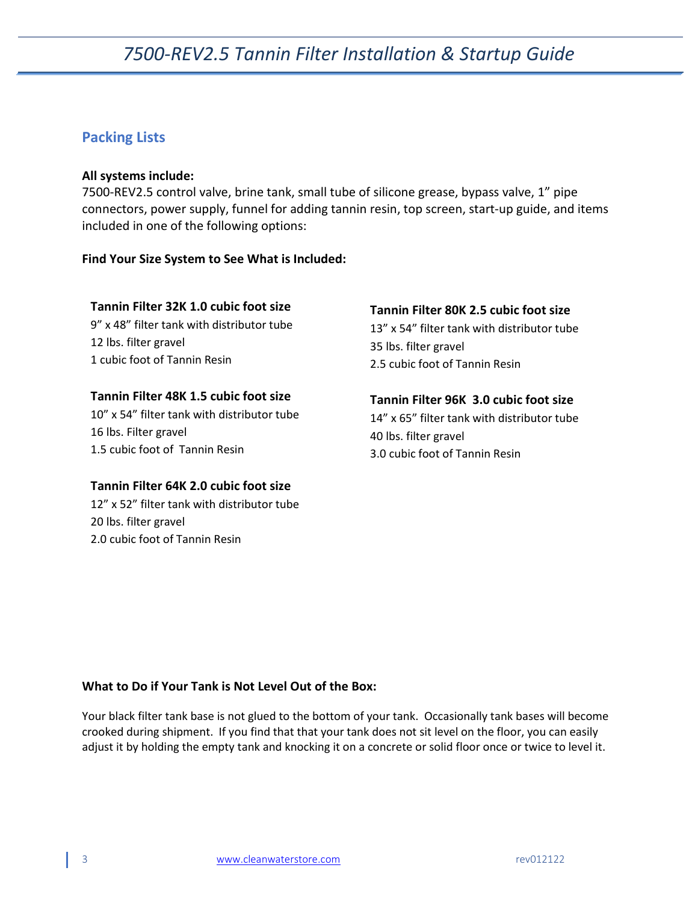## Packing Lists

**All systems include:**
7500-REV2.5 control valve, brine tank, small tube of silicone grease, bypass valve, 1" pipe connectors, power supply, funnel for adding tannin resin, top screen, start-up guide, and items included in one of the following options:

**Find Your Size System to See What is Included:**

**Tannin Filter 32K 1.0 cubic foot size**
9" x 48" filter tank with distributor tube
12 lbs. filter gravel
1 cubic foot of Tannin Resin

**Tannin Filter 48K 1.5 cubic foot size**
10" x 54" filter tank with distributor tube
16 lbs. Filter gravel
1.5 cubic foot of Tannin Resin

**Tannin Filter 64K 2.0 cubic foot size**
12" x 52" filter tank with distributor tube
20 lbs. filter gravel
2.0 cubic foot of Tannin Resin

**Tannin Filter 80K 2.5 cubic foot size**
13" x 54" filter tank with distributor tube
35 lbs. filter gravel
2.5 cubic foot of Tannin Resin

**Tannin Filter 96K 3.0 cubic foot size**
14" x 65" filter tank with distributor tube
40 lbs. filter gravel
3.0 cubic foot of Tannin Resin

**What to Do if Your Tank is Not Level Out of the Box:**

Your black filter tank base is not glued to the bottom of your tank. Occasionally tank bases will become crooked during shipment. If you find that that your tank does not sit level on the floor, you can easily adjust it by holding the empty tank and knocking it on a concrete or solid floor once or twice to level it.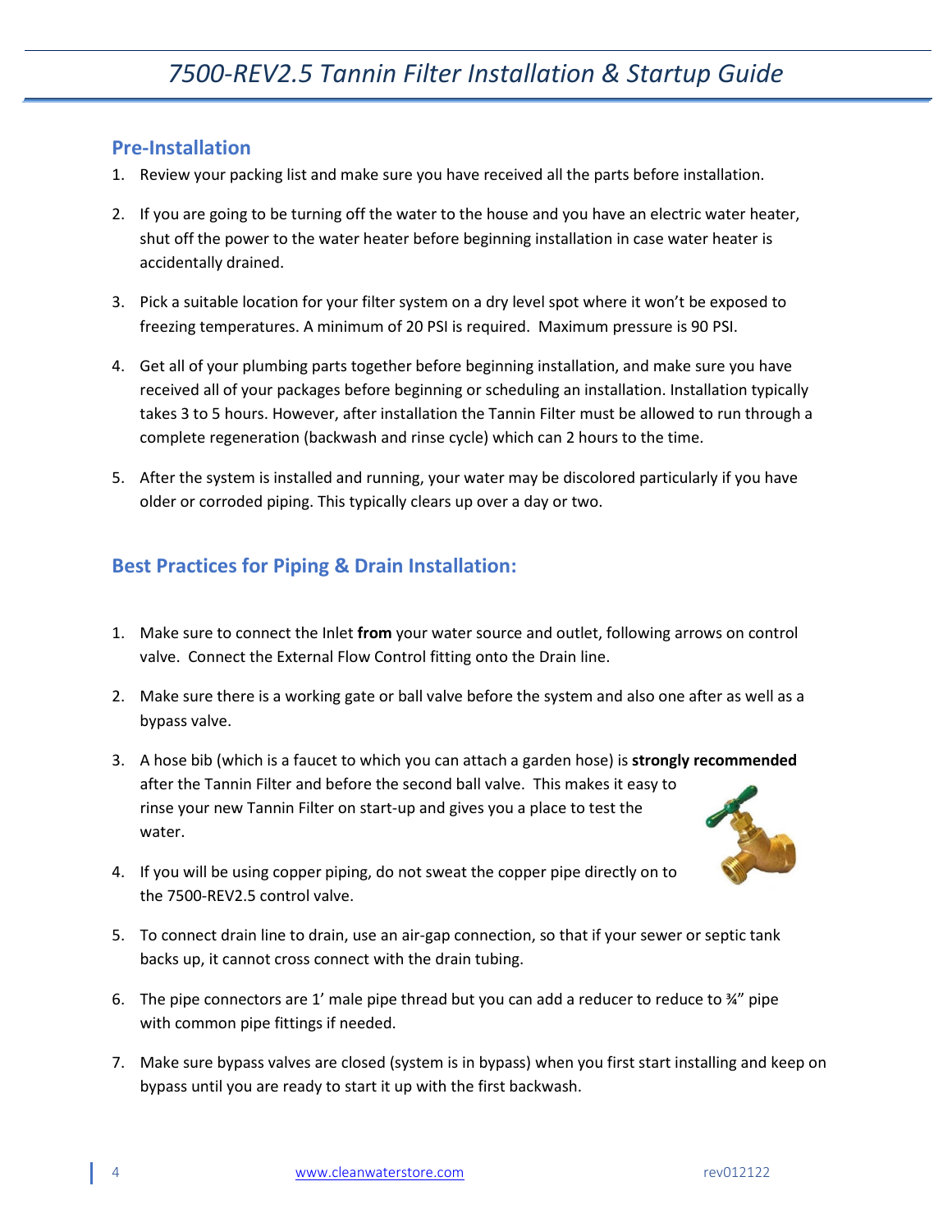# 7500-REV2.5 Tannin Filter Installation & Startup Guide

## Pre-Installation

1. Review your packing list and make sure you have received all the parts before installation.

2. If you are going to be turning off the water to the house and you have an electric water heater, shut off the power to the water heater before beginning installation in case water heater is accidentally drained.

3. Pick a suitable location for your filter system on a dry level spot where it won't be exposed to freezing temperatures. A minimum of 20 PSI is required. Maximum pressure is 90 PSI.

4. Get all of your plumbing parts together before beginning installation, and make sure you have received all of your packages before beginning or scheduling an installation. Installation typically takes 3 to 5 hours. However, after installation the Tannin Filter must be allowed to run through a complete regeneration (backwash and rinse cycle) which can 2 hours to the time.

5. After the system is installed and running, your water may be discolored particularly if you have older or corroded piping. This typically clears up over a day or two.

## Best Practices for Piping & Drain Installation:

1. Make sure to connect the Inlet **from** your water source and outlet, following arrows on control valve. Connect the External Flow Control fitting onto the Drain line.

2. Make sure there is a working gate or ball valve before the system and also one after as well as a bypass valve.

3. A hose bib (which is a faucet to which you can attach a garden hose) is **strongly recommended** after the Tannin Filter and before the second ball valve. This makes it easy to rinse your new Tannin Filter on start-up and gives you a place to test the water.

4. If you will be using copper piping, do not sweat the copper pipe directly on to the 7500-REV2.5 control valve.

5. To connect drain line to drain, use an air-gap connection, so that if your sewer or septic tank backs up, it cannot cross connect with the drain tubing.

6. The pipe connectors are 1' male pipe thread but you can add a reducer to reduce to ¾" pipe with common pipe fittings if needed.

7. Make sure bypass valves are closed (system is in bypass) when you first start installing and keep on bypass until you are ready to start it up with the first backwash.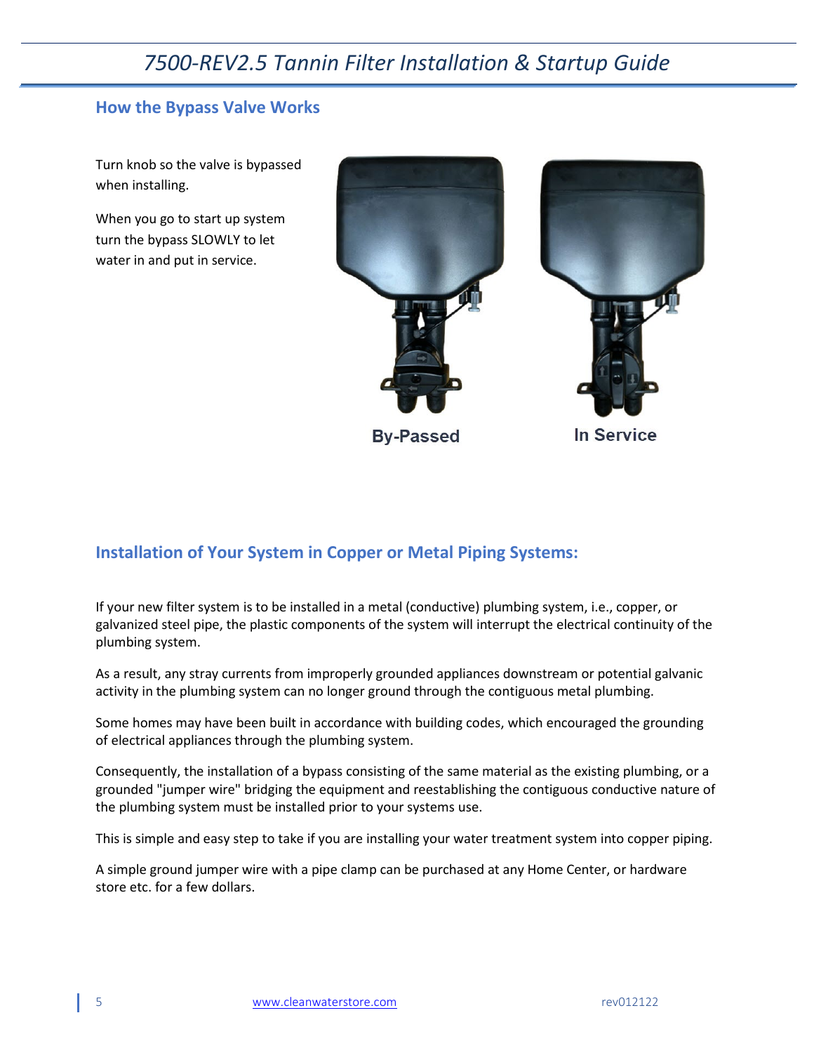## How the Bypass Valve Works

Turn knob so the valve is bypassed when installing.

When you go to start up system turn the bypass SLOWLY to let water in and put in service.

By-Passed

In Service

## Installation of Your System in Copper or Metal Piping Systems:

If your new filter system is to be installed in a metal (conductive) plumbing system, i.e., copper, or galvanized steel pipe, the plastic components of the system will interrupt the electrical continuity of the plumbing system.

As a result, any stray currents from improperly grounded appliances downstream or potential galvanic activity in the plumbing system can no longer ground through the contiguous metal plumbing.

Some homes may have been built in accordance with building codes, which encouraged the grounding of electrical appliances through the plumbing system.

Consequently, the installation of a bypass consisting of the same material as the existing plumbing, or a grounded "jumper wire" bridging the equipment and reestablishing the contiguous conductive nature of the plumbing system must be installed prior to your systems use.

This is simple and easy step to take if you are installing your water treatment system into copper piping.

A simple ground jumper wire with a pipe clamp can be purchased at any Home Center, or hardware store etc. for a few dollars.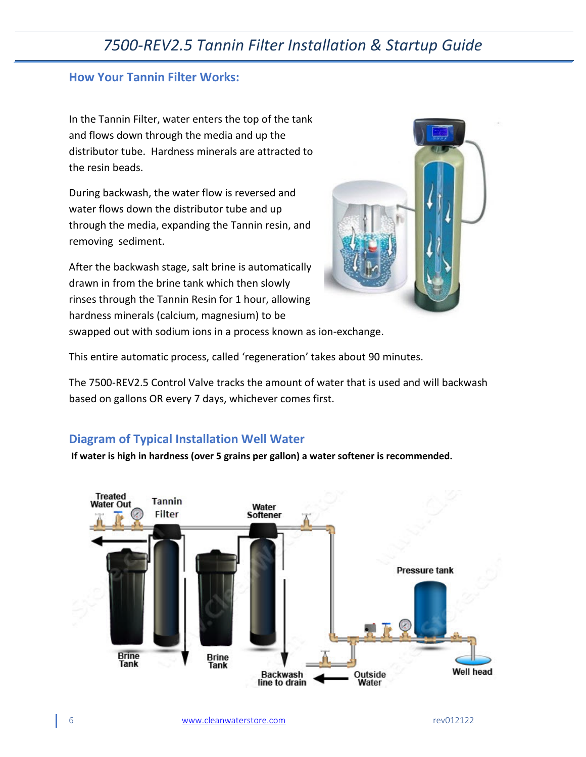## How Your Tannin Filter Works:

In the Tannin Filter, water enters the top of the tank and flows down through the media and up the distributor tube. Hardness minerals are attracted to the resin beads.

During backwash, the water flow is reversed and water flows down the distributor tube and up through the media, expanding the Tannin resin, and removing sediment.

After the backwash stage, salt brine is automatically drawn in from the brine tank which then slowly rinses through the Tannin Resin for 1 hour, allowing hardness minerals (calcium, magnesium) to be swapped out with sodium ions in a process known as ion-exchange.

This entire automatic process, called 'regeneration' takes about 90 minutes.

The 7500-REV2.5 Control Valve tracks the amount of water that is used and will backwash based on gallons OR every 7 days, whichever comes first.

## Diagram of Typical Installation Well Water

**If water is high in hardness (over 5 grains per gallon) a water softener is recommended.**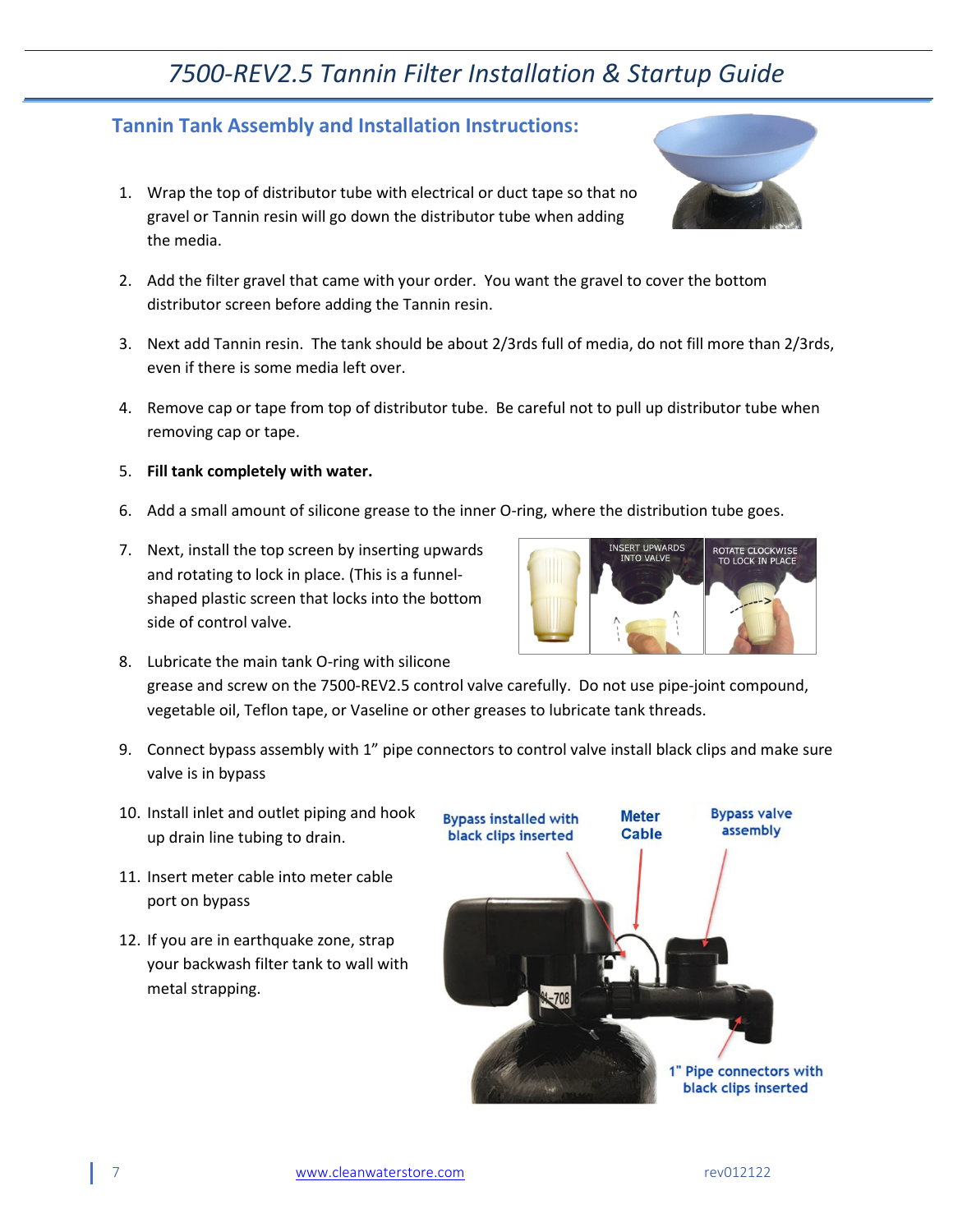## Tannin Tank Assembly and Installation Instructions:

1. Wrap the top of distributor tube with electrical or duct tape so that no gravel or Tannin resin will go down the distributor tube when adding the media.
2. Add the filter gravel that came with your order. You want the gravel to cover the bottom distributor screen before adding the Tannin resin.
3. Next add Tannin resin. The tank should be about 2/3rds full of media, do not fill more than 2/3rds, even if there is some media left over.
4. Remove cap or tape from top of distributor tube. Be careful not to pull up distributor tube when removing cap or tape.
5. **Fill tank completely with water.**
6. Add a small amount of silicone grease to the inner O-ring, where the distribution tube goes.
7. Next, install the top screen by inserting upwards and rotating to lock in place. (This is a funnel-shaped plastic screen that locks into the bottom side of control valve.
8. Lubricate the main tank O-ring with silicone grease and screw on the 7500-REV2.5 control valve carefully. Do not use pipe-joint compound, vegetable oil, Teflon tape, or Vaseline or other greases to lubricate tank threads.
9. Connect bypass assembly with 1" pipe connectors to control valve install black clips and make sure valve is in bypass
10. Install inlet and outlet piping and hook up drain line tubing to drain.
11. Insert meter cable into meter cable port on bypass
12. If you are in earthquake zone, strap your backwash filter tank to wall with metal strapping.

INSERT UPWARDS INTO VALVE

ROTATE CLOCKWISE TO LOCK IN PLACE

Bypass installed with black clips inserted

Meter Cable

Bypass valve assembly

1" Pipe connectors with black clips inserted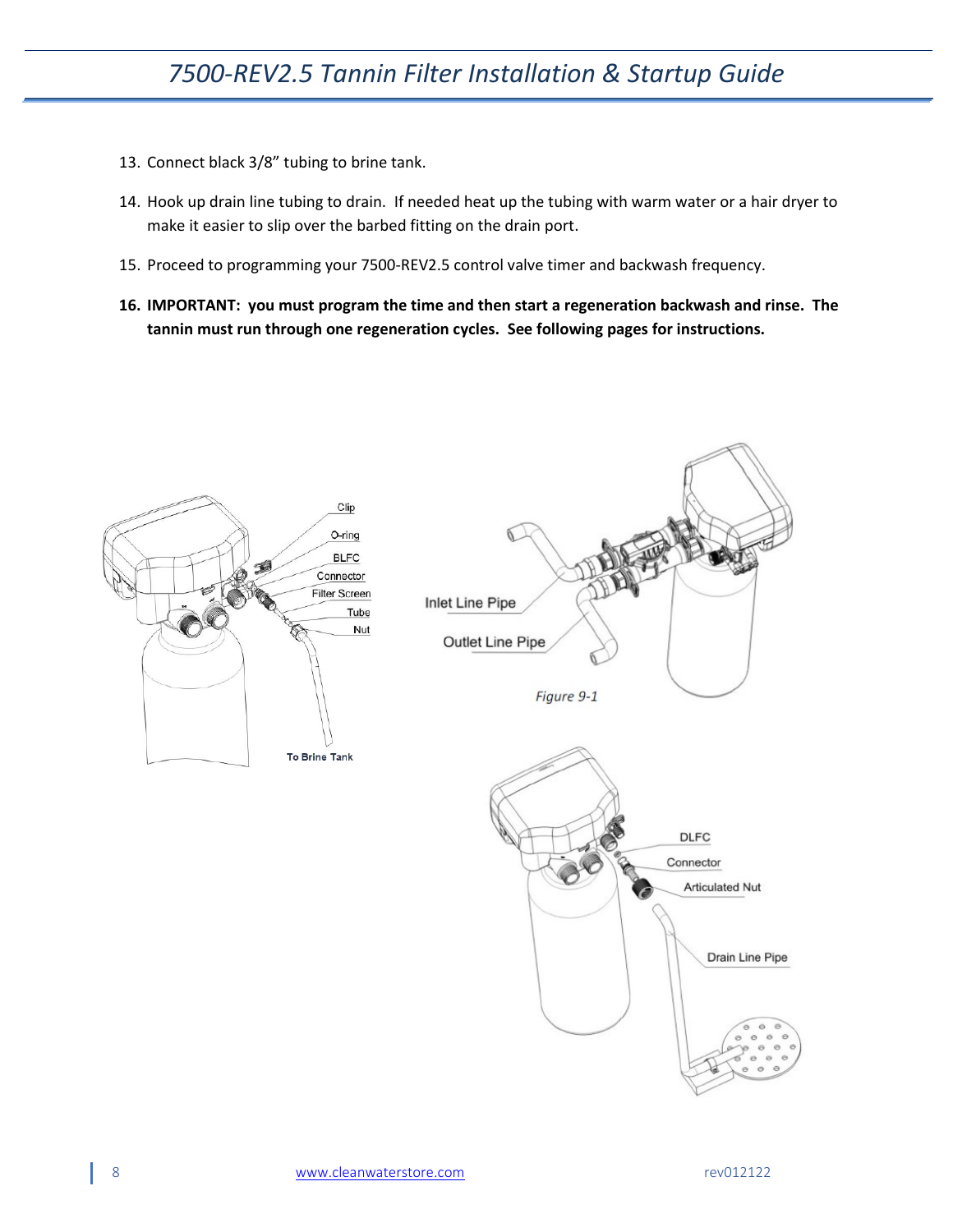13. Connect black 3/8” tubing to brine tank.

14. Hook up drain line tubing to drain. If needed heat up the tubing with warm water or a hair dryer to make it easier to slip over the barbed fitting on the drain port.

15. Proceed to programming your 7500-REV2.5 control valve timer and backwash frequency.

**16. IMPORTANT: you must program the time and then start a regeneration backwash and rinse. The tannin must run through one regeneration cycles. See following pages for instructions.**

Clip
O-ring
BLFC
Connector
Filter Screen
Tube
Nut
To Brine Tank

Inlet Line Pipe
Outlet Line Pipe

*Figure 9-1*

DLFC
Connector
Articulated Nut
Drain Line Pipe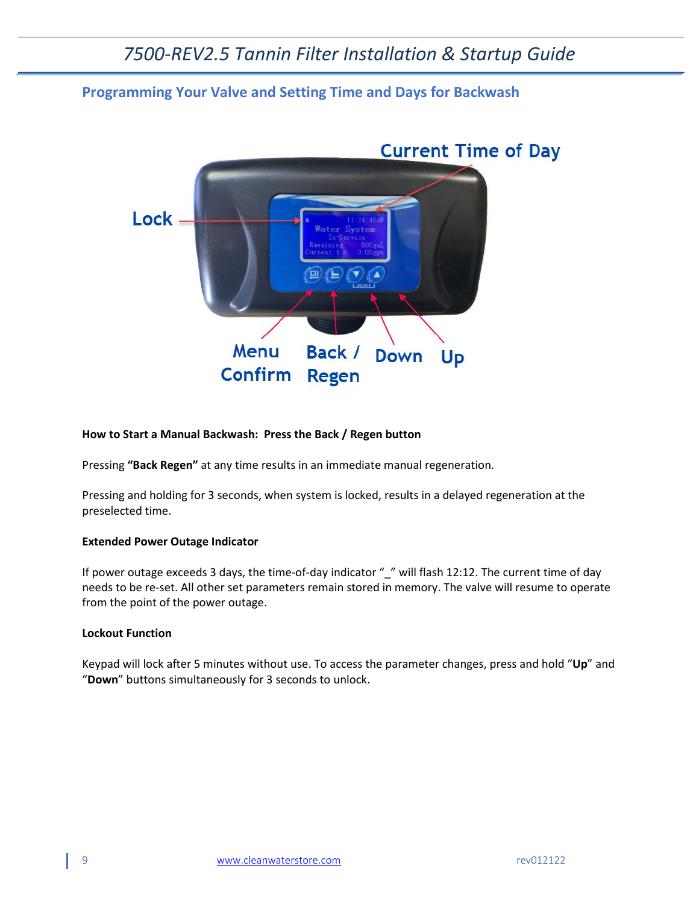## Programming Your Valve and Setting Time and Days for Backwash

Current Time of Day

Lock

Menu Confirm

Back / Regen

Down

Up

**How to Start a Manual Backwash: Press the Back / Regen button**

Pressing **"Back Regen"** at any time results in an immediate manual regeneration.

Pressing and holding for 3 seconds, when system is locked, results in a delayed regeneration at the preselected time.

**Extended Power Outage Indicator**

If power outage exceeds 3 days, the time-of-day indicator "_" will flash 12:12. The current time of day needs to be re-set. All other set parameters remain stored in memory. The valve will resume to operate from the point of the power outage.

**Lockout Function**

Keypad will lock after 5 minutes without use. To access the parameter changes, press and hold "**Up**" and "**Down**" buttons simultaneously for 3 seconds to unlock.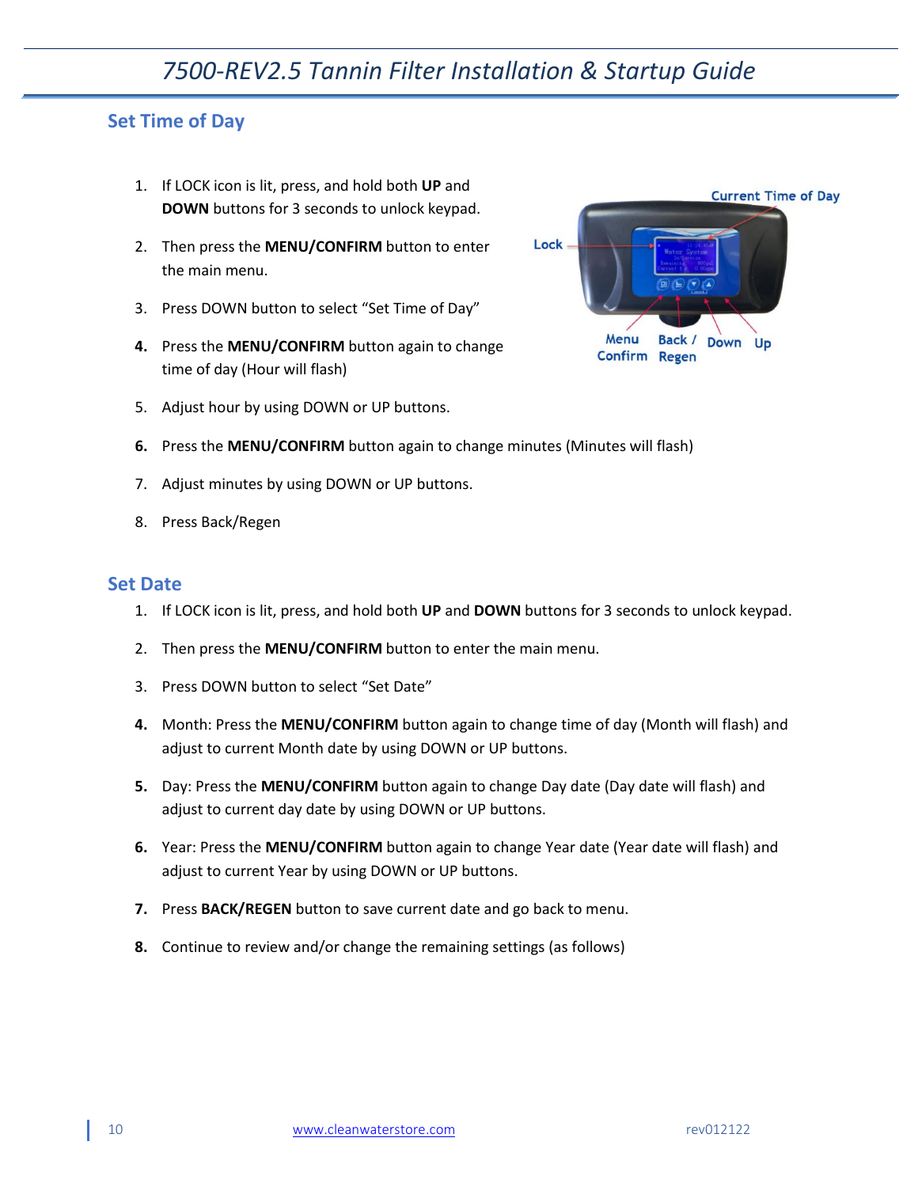## Set Time of Day

1. If LOCK icon is lit, press, and hold both **UP** and **DOWN** buttons for 3 seconds to unlock keypad.
2. Then press the **MENU/CONFIRM** button to enter the main menu.
3. Press DOWN button to select "Set Time of Day"
4. Press the **MENU/CONFIRM** button again to change time of day (Hour will flash)
5. Adjust hour by using DOWN or UP buttons.
6. Press the **MENU/CONFIRM** button again to change minutes (Minutes will flash)
7. Adjust minutes by using DOWN or UP buttons.
8. Press Back/Regen

## Set Date

1. If LOCK icon is lit, press, and hold both **UP** and **DOWN** buttons for 3 seconds to unlock keypad.
2. Then press the **MENU/CONFIRM** button to enter the main menu.
3. Press DOWN button to select "Set Date"
4. Month: Press the **MENU/CONFIRM** button again to change time of day (Month will flash) and adjust to current Month date by using DOWN or UP buttons.
5. Day: Press the **MENU/CONFIRM** button again to change Day date (Day date will flash) and adjust to current day date by using DOWN or UP buttons.
6. Year: Press the **MENU/CONFIRM** button again to change Year date (Year date will flash) and adjust to current Year by using DOWN or UP buttons.
7. Press **BACK/REGEN** button to save current date and go back to menu.
8. Continue to review and/or change the remaining settings (as follows)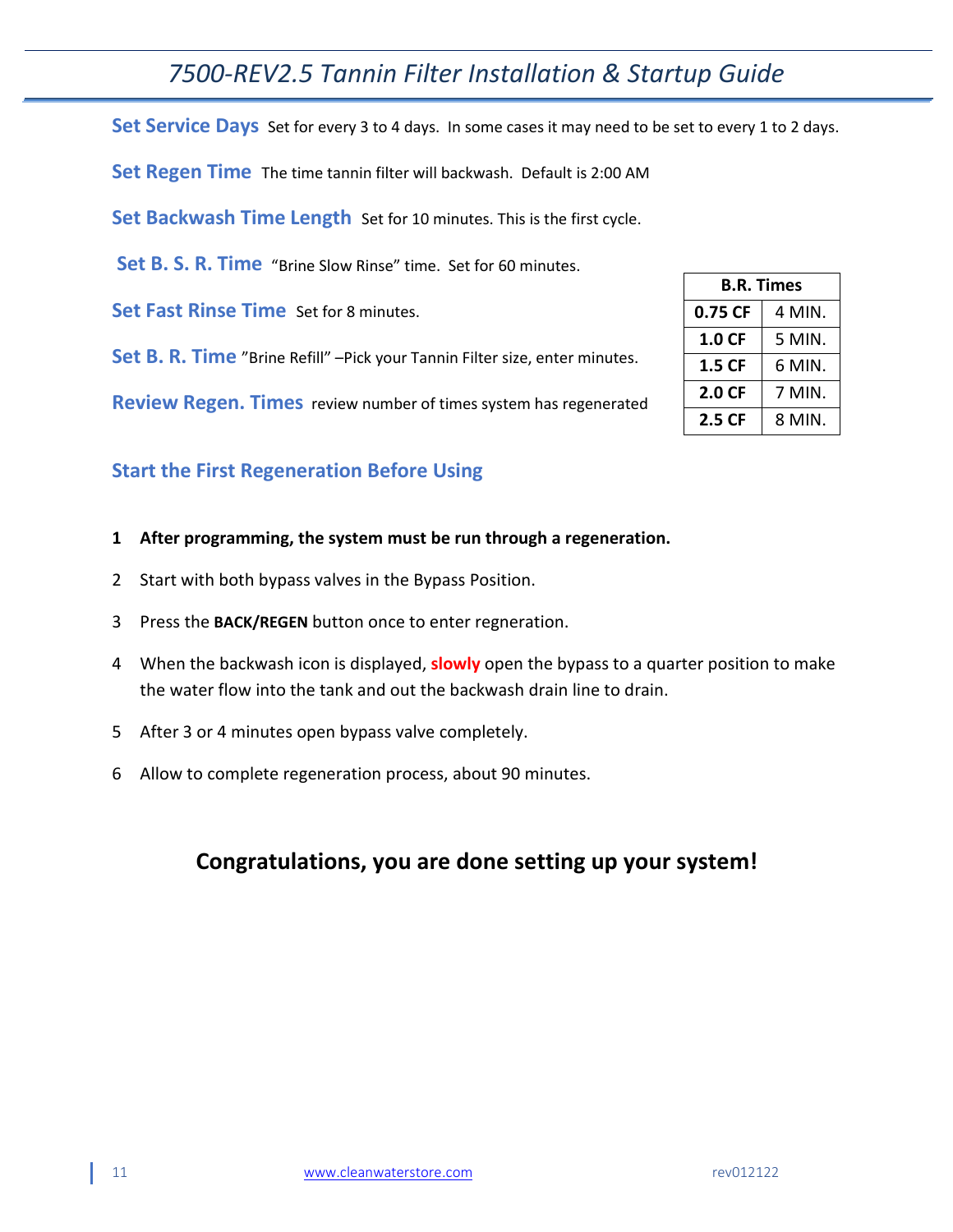**Set Service Days** Set for every 3 to 4 days. In some cases it may need to be set to every 1 to 2 days.

**Set Regen Time** The time tannin filter will backwash. Default is 2:00 AM

**Set Backwash Time Length** Set for 10 minutes. This is the first cycle.

**Set B. S. R. Time** "Brine Slow Rinse" time. Set for 60 minutes.

**Set Fast Rinse Time** Set for 8 minutes.

**Set B. R. Time** "Brine Refill" –Pick your Tannin Filter size, enter minutes.

**Review Regen. Times** review number of times system has regenerated

| B.R. Times | |
|---|---|
| **0.75 CF** | 4 MIN. |
| **1.0 CF** | 5 MIN. |
| **1.5 CF** | 6 MIN. |
| **2.0 CF** | 7 MIN. |
| **2.5 CF** | 8 MIN. |

## Start the First Regeneration Before Using

1. **After programming, the system must be run through a regeneration.**
2. Start with both bypass valves in the Bypass Position.
3. Press the **BACK/REGEN** button once to enter regneration.
4. When the backwash icon is displayed, **slowly** open the bypass to a quarter position to make the water flow into the tank and out the backwash drain line to drain.
5. After 3 or 4 minutes open bypass valve completely.
6. Allow to complete regeneration process, about 90 minutes.

## Congratulations, you are done setting up your system!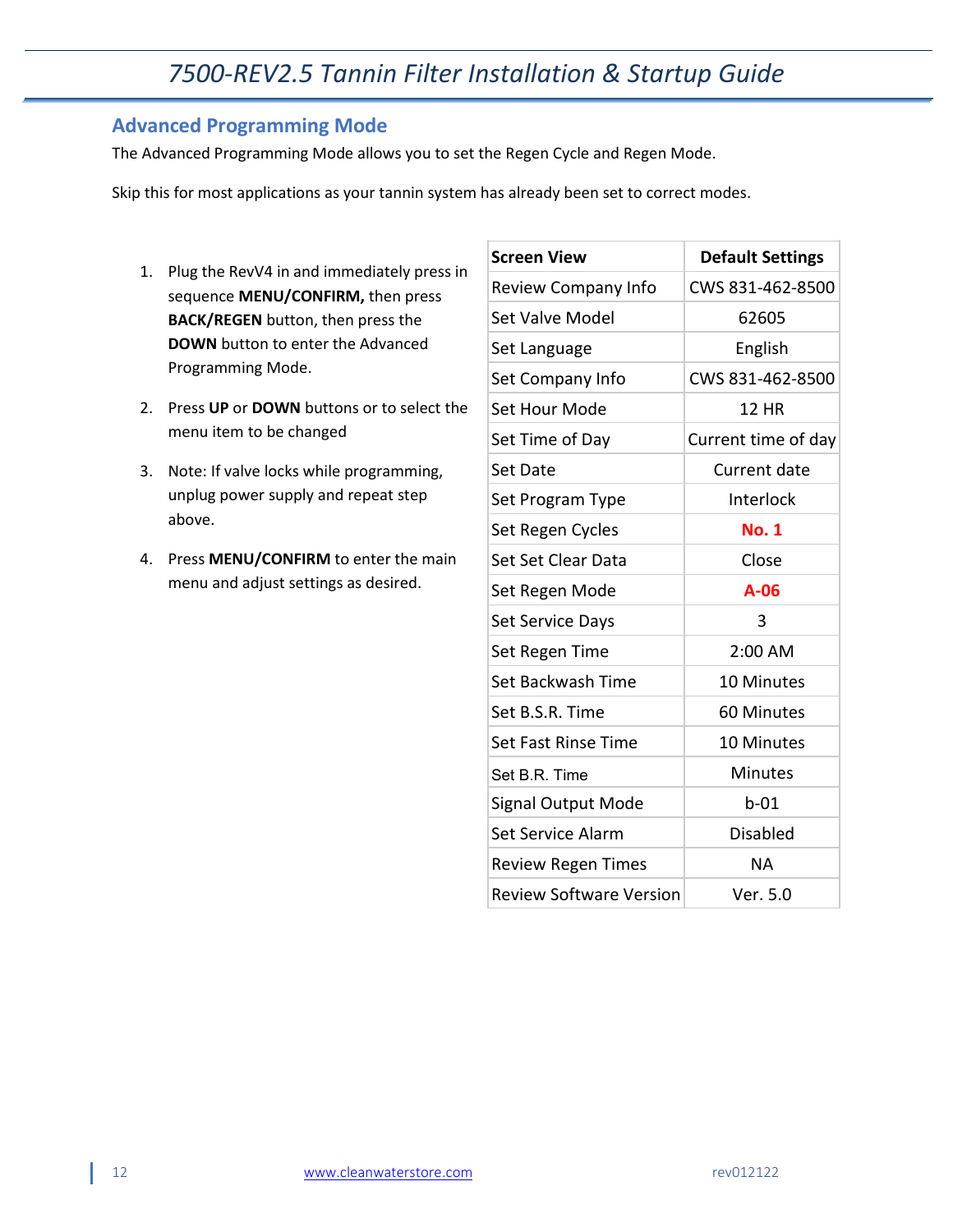## Advanced Programming Mode

The Advanced Programming Mode allows you to set the Regen Cycle and Regen Mode.

Skip this for most applications as your tannin system has already been set to correct modes.

1. Plug the RevV4 in and immediately press in sequence **MENU/CONFIRM,** then press **BACK/REGEN** button, then press the **DOWN** button to enter the Advanced Programming Mode.
2. Press **UP** or **DOWN** buttons or to select the menu item to be changed
3. Note: If valve locks while programming, unplug power supply and repeat step above.
4. Press **MENU/CONFIRM** to enter the main menu and adjust settings as desired.

| Screen View | Default Settings |
|---|---|
| Review Company Info | CWS 831-462-8500 |
| Set Valve Model | 62605 |
| Set Language | English |
| Set Company Info | CWS 831-462-8500 |
| Set Hour Mode | 12 HR |
| Set Time of Day | Current time of day |
| Set Date | Current date |
| Set Program Type | Interlock |
| Set Regen Cycles | **No. 1** |
| Set Set Clear Data | Close |
| Set Regen Mode | **A-06** |
| Set Service Days | 3 |
| Set Regen Time | 2:00 AM |
| Set Backwash Time | 10 Minutes |
| Set B.S.R. Time | 60 Minutes |
| Set Fast Rinse Time | 10 Minutes |
| Set B.R. Time | Minutes |
| Signal Output Mode | b-01 |
| Set Service Alarm | Disabled |
| Review Regen Times | NA |
| Review Software Version | Ver. 5.0 |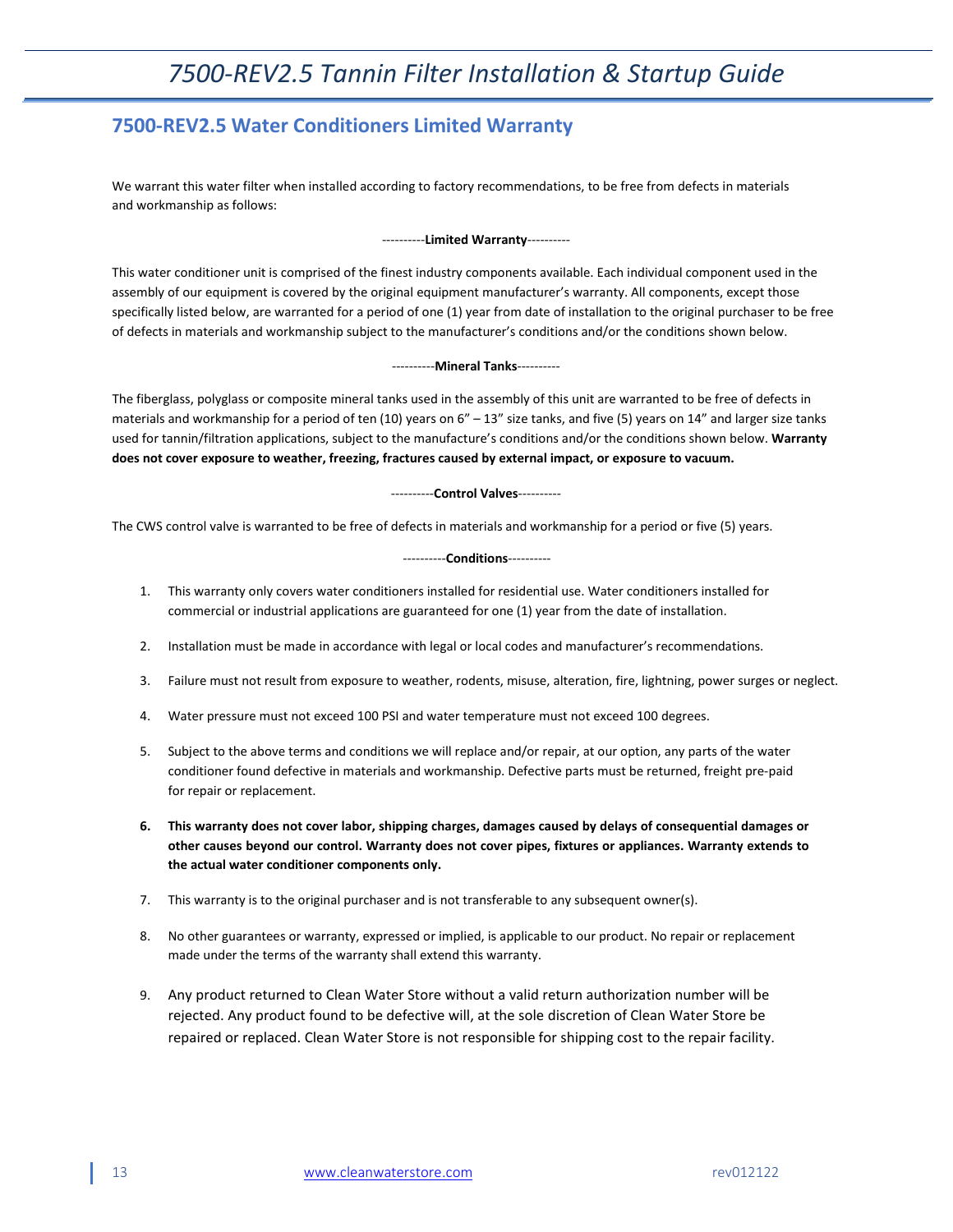## 7500-REV2.5 Water Conditioners Limited Warranty

We warrant this water filter when installed according to factory recommendations, to be free from defects in materials and workmanship as follows:

----------**Limited Warranty**----------

This water conditioner unit is comprised of the finest industry components available. Each individual component used in the assembly of our equipment is covered by the original equipment manufacturer's warranty. All components, except those specifically listed below, are warranted for a period of one (1) year from date of installation to the original purchaser to be free of defects in materials and workmanship subject to the manufacturer's conditions and/or the conditions shown below.

----------**Mineral Tanks**----------

The fiberglass, polyglass or composite mineral tanks used in the assembly of this unit are warranted to be free of defects in materials and workmanship for a period of ten (10) years on 6" – 13" size tanks, and five (5) years on 14" and larger size tanks used for tannin/filtration applications, subject to the manufacture's conditions and/or the conditions shown below. **Warranty does not cover exposure to weather, freezing, fractures caused by external impact, or exposure to vacuum.**

----------**Control Valves**----------

The CWS control valve is warranted to be free of defects in materials and workmanship for a period or five (5) years.

----------**Conditions**----------

1. This warranty only covers water conditioners installed for residential use. Water conditioners installed for commercial or industrial applications are guaranteed for one (1) year from the date of installation.

2. Installation must be made in accordance with legal or local codes and manufacturer's recommendations.

3. Failure must not result from exposure to weather, rodents, misuse, alteration, fire, lightning, power surges or neglect.

4. Water pressure must not exceed 100 PSI and water temperature must not exceed 100 degrees.

5. Subject to the above terms and conditions we will replace and/or repair, at our option, any parts of the water conditioner found defective in materials and workmanship. Defective parts must be returned, freight pre-paid for repair or replacement.

6. **This warranty does not cover labor, shipping charges, damages caused by delays of consequential damages or other causes beyond our control. Warranty does not cover pipes, fixtures or appliances. Warranty extends to the actual water conditioner components only.**

7. This warranty is to the original purchaser and is not transferable to any subsequent owner(s).

8. No other guarantees or warranty, expressed or implied, is applicable to our product. No repair or replacement made under the terms of the warranty shall extend this warranty.

9. Any product returned to Clean Water Store without a valid return authorization number will be rejected. Any product found to be defective will, at the sole discretion of Clean Water Store be repaired or replaced. Clean Water Store is not responsible for shipping cost to the repair facility.